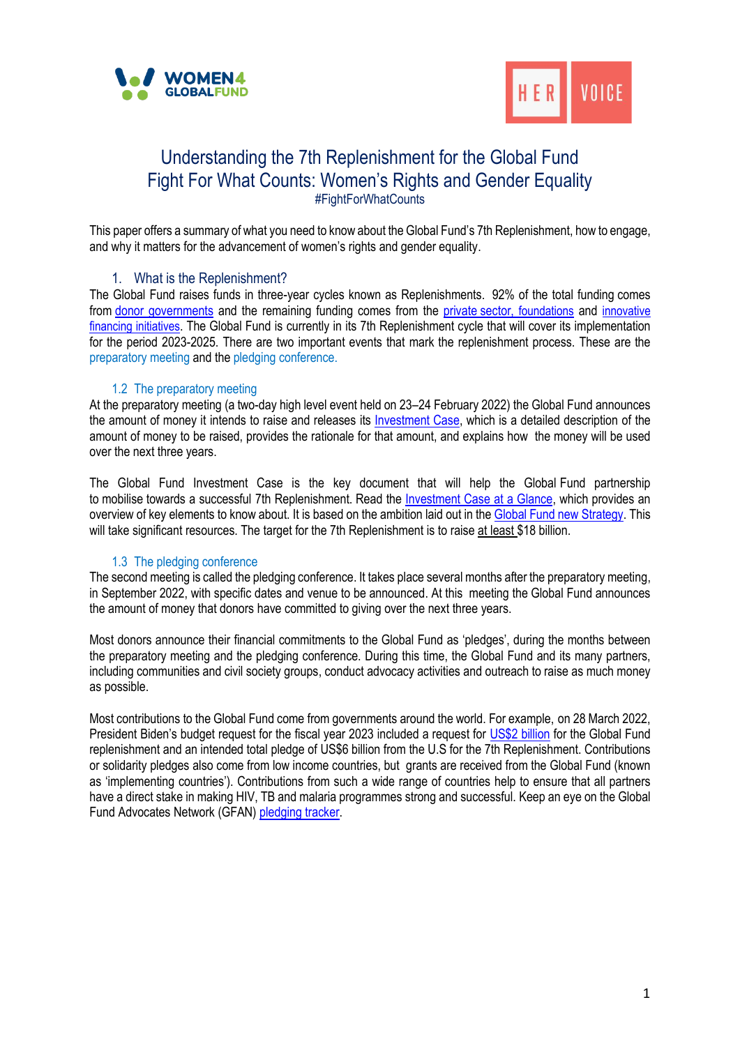# Understanding the 7th Replenishment for the Global Fund
# Fight For What Counts: Women's Rights and Gender Equality

#FightForWhatCounts

This paper offers a summary of what you need to know about the Global Fund's 7th Replenishment, how to engage, and why it matters for the advancement of women's rights and gender equality.

## 1. What is the Replenishment?

The Global Fund raises funds in three-year cycles known as Replenishments. 92% of the total funding comes from donor governments and the remaining funding comes from the private sector, foundations and innovative financing initiatives. The Global Fund is currently in its 7th Replenishment cycle that will cover its implementation for the period 2023-2025. There are two important events that mark the replenishment process. These are the preparatory meeting and the pledging conference.

### 1.2 The preparatory meeting

At the preparatory meeting (a two-day high level event held on 23–24 February 2022) the Global Fund announces the amount of money it intends to raise and releases its Investment Case, which is a detailed description of the amount of money to be raised, provides the rationale for that amount, and explains how the money will be used over the next three years.

The Global Fund Investment Case is the key document that will help the Global Fund partnership to mobilise towards a successful 7th Replenishment. Read the Investment Case at a Glance, which provides an overview of key elements to know about. It is based on the ambition laid out in the Global Fund new Strategy. This will take significant resources. The target for the 7th Replenishment is to raise at least $18 billion.

### 1.3 The pledging conference

The second meeting is called the pledging conference. It takes place several months after the preparatory meeting, in September 2022, with specific dates and venue to be announced. At this meeting the Global Fund announces the amount of money that donors have committed to giving over the next three years.

Most donors announce their financial commitments to the Global Fund as 'pledges', during the months between the preparatory meeting and the pledging conference. During this time, the Global Fund and its many partners, including communities and civil society groups, conduct advocacy activities and outreach to raise as much money as possible.

Most contributions to the Global Fund come from governments around the world. For example, on 28 March 2022, President Biden's budget request for the fiscal year 2023 included a request for US$2 billion for the Global Fund replenishment and an intended total pledge of US$6 billion from the U.S for the 7th Replenishment. Contributions or solidarity pledges also come from low income countries, but grants are received from the Global Fund (known as 'implementing countries'). Contributions from such a wide range of countries help to ensure that all partners have a direct stake in making HIV, TB and malaria programmes strong and successful. Keep an eye on the Global Fund Advocates Network (GFAN) pledging tracker.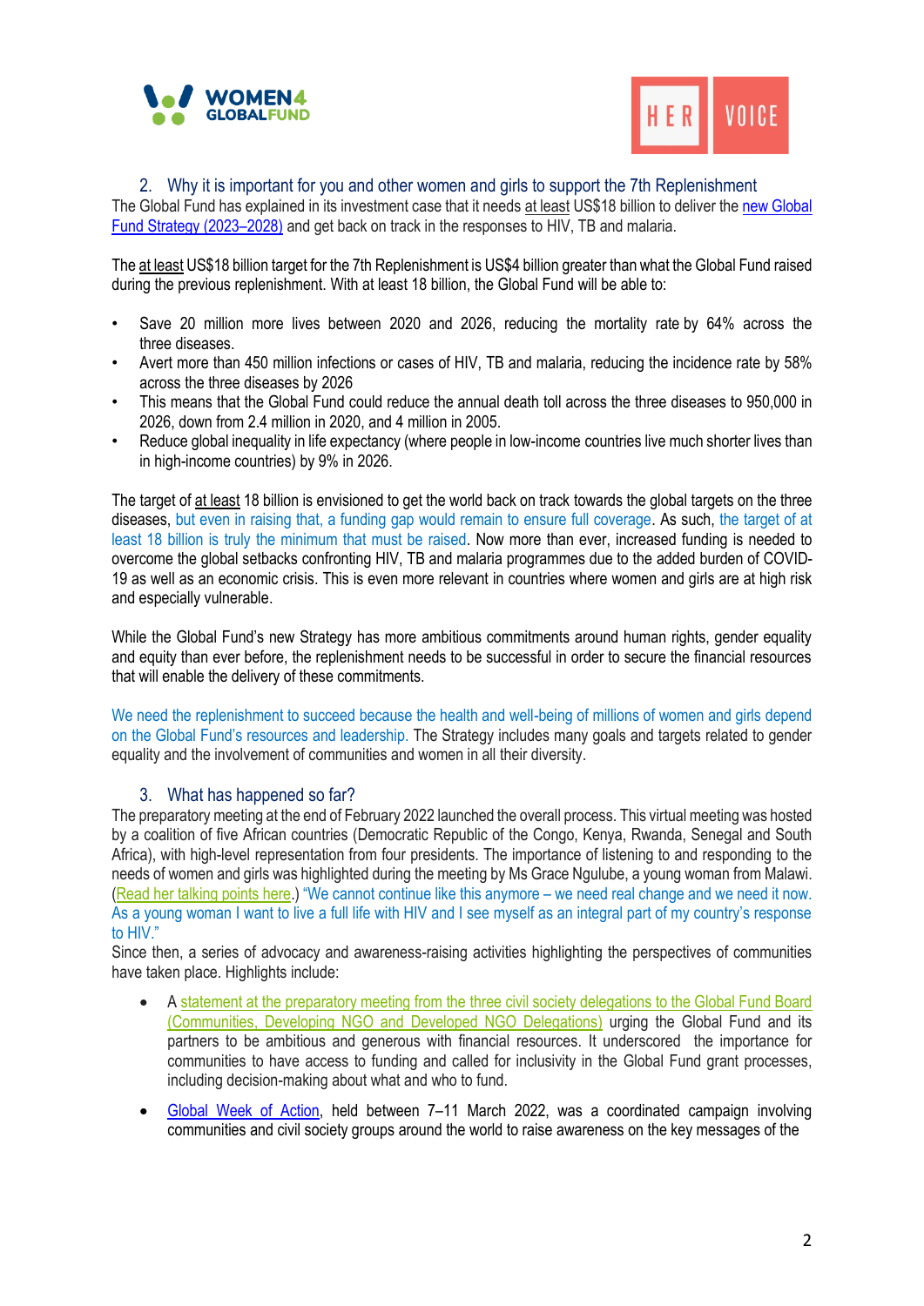## 2. Why it is important for you and other women and girls to support the 7th Replenishment

The Global Fund has explained in its investment case that it needs at least US$18 billion to deliver the new Global Fund Strategy (2023–2028) and get back on track in the responses to HIV, TB and malaria.

The at least US$18 billion target for the 7th Replenishment is US$4 billion greater than what the Global Fund raised during the previous replenishment. With at least 18 billion, the Global Fund will be able to:

- Save 20 million more lives between 2020 and 2026, reducing the mortality rate by 64% across the three diseases.
- Avert more than 450 million infections or cases of HIV, TB and malaria, reducing the incidence rate by 58% across the three diseases by 2026
- This means that the Global Fund could reduce the annual death toll across the three diseases to 950,000 in 2026, down from 2.4 million in 2020, and 4 million in 2005.
- Reduce global inequality in life expectancy (where people in low-income countries live much shorter lives than in high-income countries) by 9% in 2026.

The target of at least 18 billion is envisioned to get the world back on track towards the global targets on the three diseases, but even in raising that, a funding gap would remain to ensure full coverage. As such, the target of at least 18 billion is truly the minimum that must be raised. Now more than ever, increased funding is needed to overcome the global setbacks confronting HIV, TB and malaria programmes due to the added burden of COVID-19 as well as an economic crisis. This is even more relevant in countries where women and girls are at high risk and especially vulnerable.

While the Global Fund's new Strategy has more ambitious commitments around human rights, gender equality and equity than ever before, the replenishment needs to be successful in order to secure the financial resources that will enable the delivery of these commitments.

We need the replenishment to succeed because the health and well-being of millions of women and girls depend on the Global Fund's resources and leadership. The Strategy includes many goals and targets related to gender equality and the involvement of communities and women in all their diversity.

## 3. What has happened so far?

The preparatory meeting at the end of February 2022 launched the overall process. This virtual meeting was hosted by a coalition of five African countries (Democratic Republic of the Congo, Kenya, Rwanda, Senegal and South Africa), with high-level representation from four presidents. The importance of listening to and responding to the needs of women and girls was highlighted during the meeting by Ms Grace Ngulube, a young woman from Malawi. (Read her talking points here.) "We cannot continue like this anymore – we need real change and we need it now. As a young woman I want to live a full life with HIV and I see myself as an integral part of my country's response to HIV."

Since then, a series of advocacy and awareness-raising activities highlighting the perspectives of communities have taken place. Highlights include:

- A statement at the preparatory meeting from the three civil society delegations to the Global Fund Board (Communities, Developing NGO and Developed NGO Delegations) urging the Global Fund and its partners to be ambitious and generous with financial resources. It underscored the importance for communities to have access to funding and called for inclusivity in the Global Fund grant processes, including decision-making about what and who to fund.
- Global Week of Action, held between 7–11 March 2022, was a coordinated campaign involving communities and civil society groups around the world to raise awareness on the key messages of the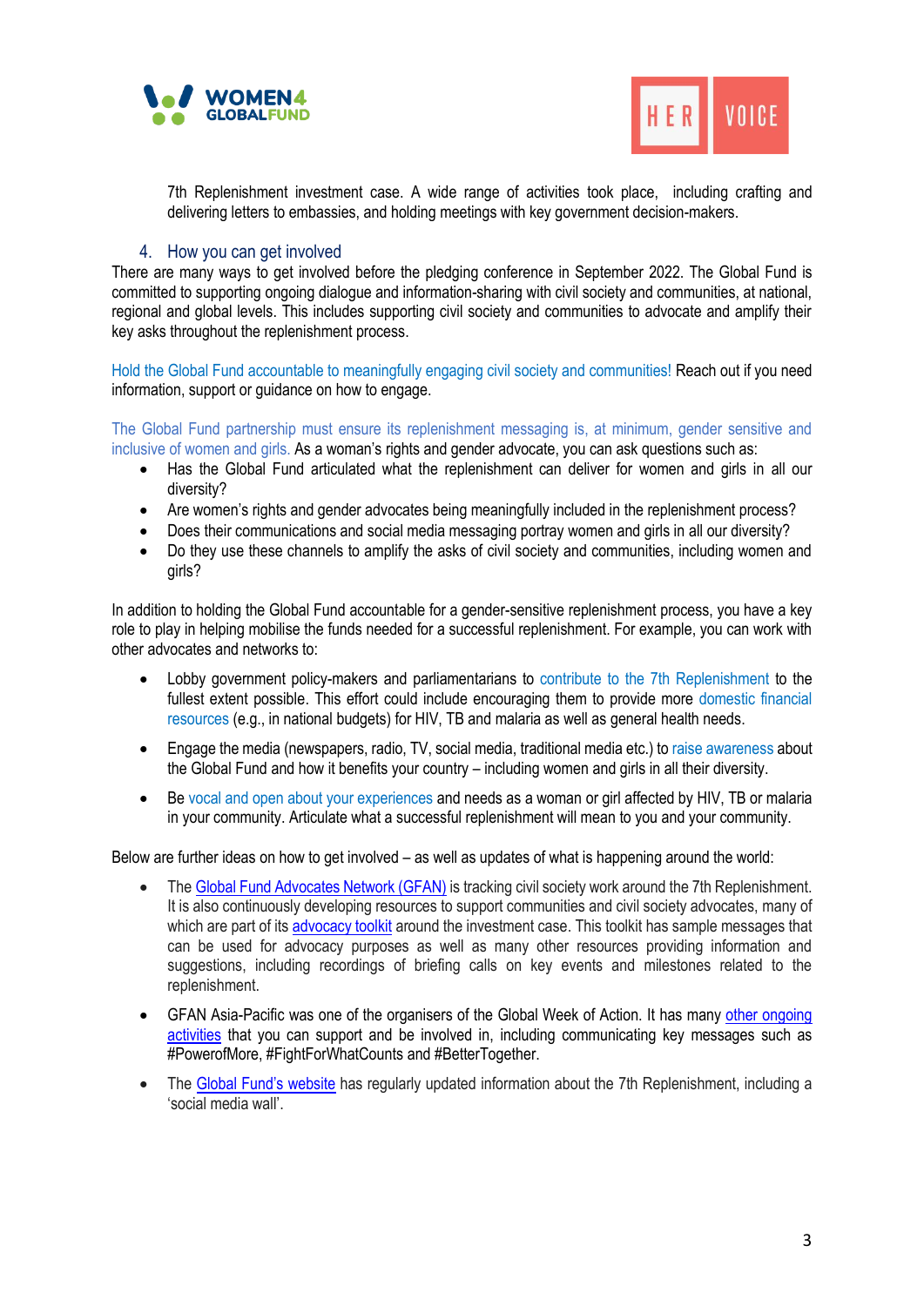7th Replenishment investment case. A wide range of activities took place, including crafting and delivering letters to embassies, and holding meetings with key government decision-makers.

## 4. How you can get involved

There are many ways to get involved before the pledging conference in September 2022. The Global Fund is committed to supporting ongoing dialogue and information-sharing with civil society and communities, at national, regional and global levels. This includes supporting civil society and communities to advocate and amplify their key asks throughout the replenishment process.

Hold the Global Fund accountable to meaningfully engaging civil society and communities! Reach out if you need information, support or guidance on how to engage.

The Global Fund partnership must ensure its replenishment messaging is, at minimum, gender sensitive and inclusive of women and girls. As a woman's rights and gender advocate, you can ask questions such as:

- Has the Global Fund articulated what the replenishment can deliver for women and girls in all our diversity?
- Are women's rights and gender advocates being meaningfully included in the replenishment process?
- Does their communications and social media messaging portray women and girls in all our diversity?
- Do they use these channels to amplify the asks of civil society and communities, including women and girls?

In addition to holding the Global Fund accountable for a gender-sensitive replenishment process, you have a key role to play in helping mobilise the funds needed for a successful replenishment. For example, you can work with other advocates and networks to:

- Lobby government policy-makers and parliamentarians to contribute to the 7th Replenishment to the fullest extent possible. This effort could include encouraging them to provide more domestic financial resources (e.g., in national budgets) for HIV, TB and malaria as well as general health needs.
- Engage the media (newspapers, radio, TV, social media, traditional media etc.) to raise awareness about the Global Fund and how it benefits your country – including women and girls in all their diversity.
- Be vocal and open about your experiences and needs as a woman or girl affected by HIV, TB or malaria in your community. Articulate what a successful replenishment will mean to you and your community.

Below are further ideas on how to get involved – as well as updates of what is happening around the world:

- The Global Fund Advocates Network (GFAN) is tracking civil society work around the 7th Replenishment. It is also continuously developing resources to support communities and civil society advocates, many of which are part of its advocacy toolkit around the investment case. This toolkit has sample messages that can be used for advocacy purposes as well as many other resources providing information and suggestions, including recordings of briefing calls on key events and milestones related to the replenishment.
- GFAN Asia-Pacific was one of the organisers of the Global Week of Action. It has many other ongoing activities that you can support and be involved in, including communicating key messages such as #PowerofMore, #FightForWhatCounts and #BetterTogether.
- The Global Fund's website has regularly updated information about the 7th Replenishment, including a 'social media wall'.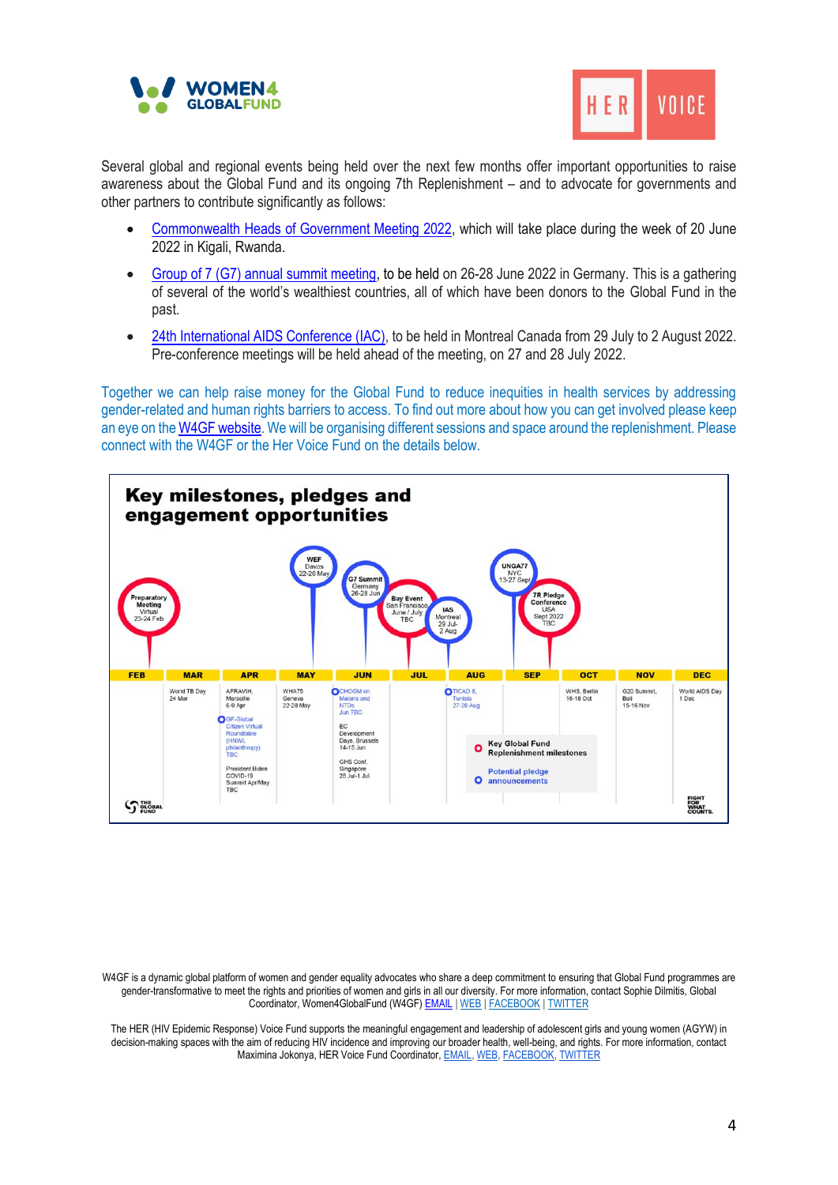Several global and regional events being held over the next few months offer important opportunities to raise awareness about the Global Fund and its ongoing 7th Replenishment – and to advocate for governments and other partners to contribute significantly as follows:

- Commonwealth Heads of Government Meeting 2022, which will take place during the week of 20 June 2022 in Kigali, Rwanda.
- Group of 7 (G7) annual summit meeting, to be held on 26-28 June 2022 in Germany. This is a gathering of several of the world's wealthiest countries, all of which have been donors to the Global Fund in the past.
- 24th International AIDS Conference (IAC), to be held in Montreal Canada from 29 July to 2 August 2022. Pre-conference meetings will be held ahead of the meeting, on 27 and 28 July 2022.

Together we can help raise money for the Global Fund to reduce inequities in health services by addressing gender-related and human rights barriers to access. To find out more about how you can get involved please keep an eye on the W4GF website. We will be organising different sessions and space around the replenishment. Please connect with the W4GF or the Her Voice Fund on the details below.

**Key milestones, pledges and engagement opportunities**

Preparatory Meeting Virtual 23-24 Feb
WEF Davos 22-26 May
G7 Summit Germany 26-28 Jun
Bay Event San Francisco June / July TBC
IAS Montreal 29 Jul-2 Aug
UNGA77 NYC 13-27 Sept
7R Pledge Conference USA Sept 2022 TBC

FEB | MAR | APR | MAY | JUN | JUL | AUG | SEP | OCT | NOV | DEC

World TB Day 24 Mar
AFRAVIH, Marseille 6-9 Apr
GF-Global Citizen Virtual Roundtable (HNWI, philanthropy) TBC
President Biden COVID-19 Summit Apr/May TBC
WHA75 Geneva 22-28 May
CHOGM on Malaria and NTDs Jun TBC
EC Development Days, Brussels 14-15 Jun
GHS Conf, Singapore 28 Jul-1 Jul
TICAD 8, Tunisia 27-28 Aug
WHS, Berlin 16-18 Oct
G20 Summit, Bali 15-16 Nov
World AIDS Day 1 Dec

Key Global Fund Replenishment milestones
Potential pledge announcements

THE GLOBAL FUND
FIGHT FOR WHAT COUNTS.

W4GF is a dynamic global platform of women and gender equality advocates who share a deep commitment to ensuring that Global Fund programmes are gender-transformative to meet the rights and priorities of women and girls in all our diversity. For more information, contact Sophie Dilmitis, Global Coordinator, Women4GlobalFund (W4GF) EMAIL | WEB | FACEBOOK | TWITTER

The HER (HIV Epidemic Response) Voice Fund supports the meaningful engagement and leadership of adolescent girls and young women (AGYW) in decision-making spaces with the aim of reducing HIV incidence and improving our broader health, well-being, and rights. For more information, contact Maximina Jokonya, HER Voice Fund Coordinator, EMAIL, WEB, FACEBOOK, TWITTER